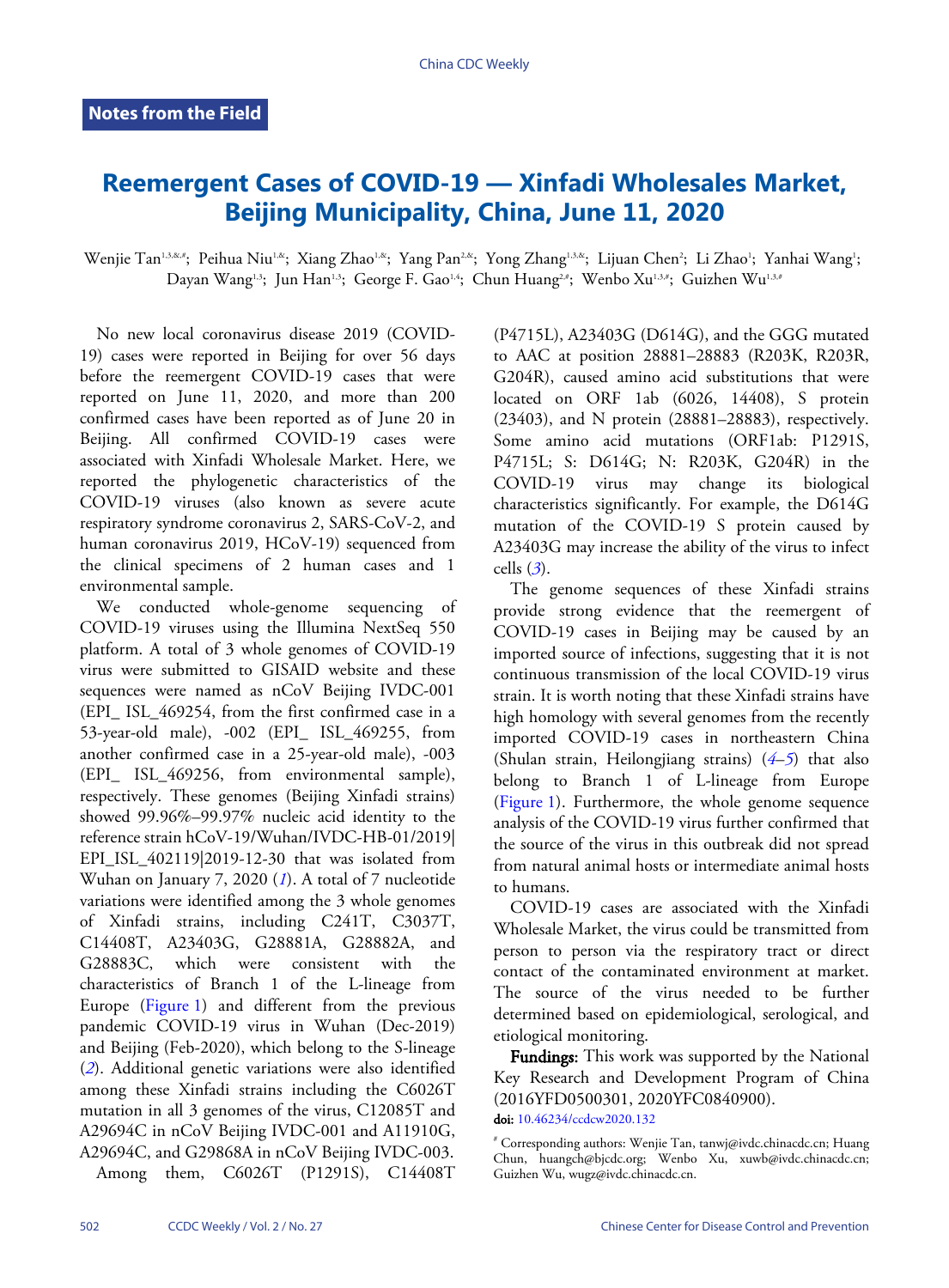**Notes from the Field**

# Reemergent Cases of COVID-19 — Xinfadi Wholesales Market, Beijing Municipality, China, June 11, 2020

Wenjie Tan[1,3,&,#]; Peihua Niu[1,&]; Xiang Zhao[1,&]; Yang Pan[2,&]; Yong Zhang[1,3,&]; Lijuan Chen[2]; Li Zhao[1]; Yanhai Wang[1]; Dayan Wang[1,3]; Jun Han[1,3]; George F. Gao[1,4]; Chun Huang[2,#]; Wenbo Xu[1,3,#]; Guizhen Wu[1,3,#]

No new local coronavirus disease 2019 (COVID-19) cases were reported in Beijing for over 56 days before the reemergent COVID-19 cases that were reported on June 11, 2020, and more than 200 confirmed cases have been reported as of June 20 in Beijing. All confirmed COVID-19 cases were associated with Xinfadi Wholesale Market. Here, we reported the phylogenetic characteristics of the COVID-19 viruses (also known as severe acute respiratory syndrome coronavirus 2, SARS-CoV-2, and human coronavirus 2019, HCoV-19) sequenced from the clinical specimens of 2 human cases and 1 environmental sample.

We conducted whole-genome sequencing of COVID-19 viruses using the Illumina NextSeq 550 platform. A total of 3 whole genomes of COVID-19 virus were submitted to GISAID website and these sequences were named as nCoV Beijing IVDC-001 (EPI_ ISL_469254, from the first confirmed case in a 53-year-old male), -002 (EPI_ ISL_469255, from another confirmed case in a 25-year-old male), -003 (EPI_ ISL_469256, from environmental sample), respectively. These genomes (Beijing Xinfadi strains) showed 99.96%–99.97% nucleic acid identity to the reference strain hCoV-19/Wuhan/IVDC-HB-01/2019|EPI_ISL_402119|2019-12-30 that was isolated from Wuhan on January 7, 2020 (*1*). A total of 7 nucleotide variations were identified among the 3 whole genomes of Xinfadi strains, including C241T, C3037T, C14408T, A23403G, G28881A, G28882A, and G28883C, which were consistent with the characteristics of Branch 1 of the L-lineage from Europe (Figure 1) and different from the previous pandemic COVID-19 virus in Wuhan (Dec-2019) and Beijing (Feb-2020), which belong to the S-lineage (*2*). Additional genetic variations were also identified among these Xinfadi strains including the C6026T mutation in all 3 genomes of the virus, C12085T and A29694C in nCoV Beijing IVDC-001 and A11910G, A29694C, and G29868A in nCoV Beijing IVDC-003.

Among them, C6026T (P1291S), C14408T (P4715L), A23403G (D614G), and the GGG mutated to AAC at position 28881–28883 (R203K, R203R, G204R), caused amino acid substitutions that were located on ORF 1ab (6026, 14408), S protein (23403), and N protein (28881–28883), respectively. Some amino acid mutations (ORF1ab: P1291S, P4715L; S: D614G; N: R203K, G204R) in the COVID-19 virus may change its biological characteristics significantly. For example, the D614G mutation of the COVID-19 S protein caused by A23403G may increase the ability of the virus to infect cells (*3*).

The genome sequences of these Xinfadi strains provide strong evidence that the reemergent of COVID-19 cases in Beijing may be caused by an imported source of infections, suggesting that it is not continuous transmission of the local COVID-19 virus strain. It is worth noting that these Xinfadi strains have high homology with several genomes from the recently imported COVID-19 cases in northeastern China (Shulan strain, Heilongjiang strains) (*4*–*5*) that also belong to Branch 1 of L-lineage from Europe (Figure 1). Furthermore, the whole genome sequence analysis of the COVID-19 virus further confirmed that the source of the virus in this outbreak did not spread from natural animal hosts or intermediate animal hosts to humans.

COVID-19 cases are associated with the Xinfadi Wholesale Market, the virus could be transmitted from person to person via the respiratory tract or direct contact of the contaminated environment at market. The source of the virus needed to be further determined based on epidemiological, serological, and etiological monitoring.

**Fundings:** This work was supported by the National Key Research and Development Program of China (2016YFD0500301, 2020YFC0840900).

**doi:** 10.46234/ccdcw2020.132

[#] Corresponding authors: Wenjie Tan, tanwj@ivdc.chinacdc.cn; Huang Chun, huangch@bjcdc.org; Wenbo Xu, xuwb@ivdc.chinacdc.cn; Guizhen Wu, wugz@ivdc.chinacdc.cn.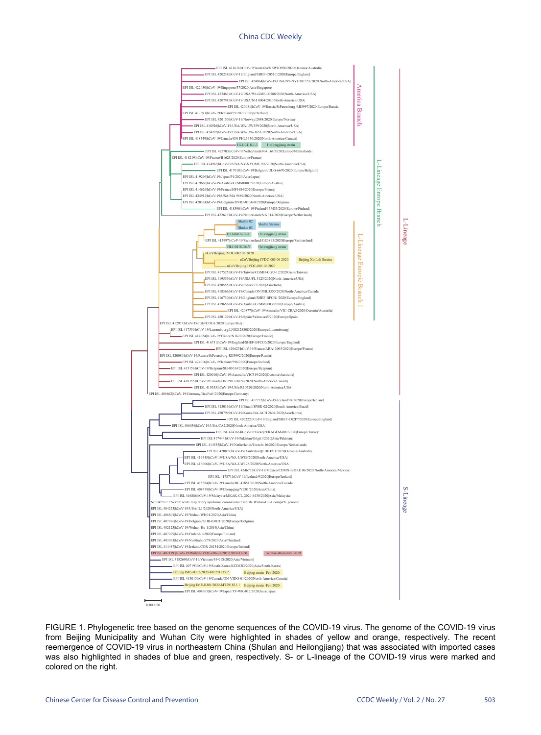FIGURE 1. Phylogenetic tree based on the genome sequences of the COVID-19 virus. The genome of the COVID-19 virus from Beijing Municipality and Wuhan City were highlighted in shades of yellow and orange, respectively. The recent reemergence of COVID-19 virus in northeastern China (Shulan and Heilongjiang) that was associated with imported cases was also highlighted in shades of blue and green, respectively. S- or L-lineage of the COVID-19 virus were marked and colored on the right.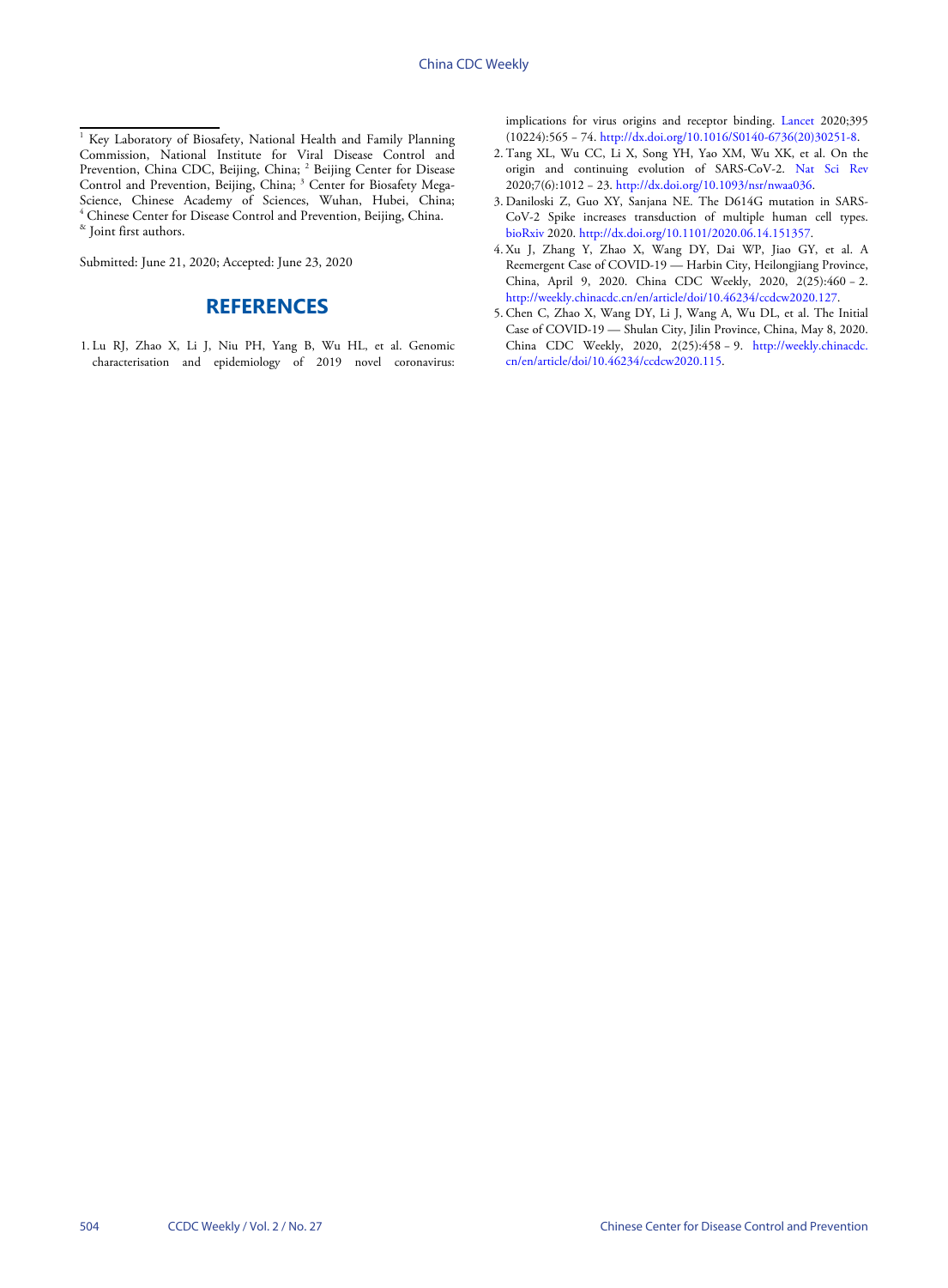[1] Key Laboratory of Biosafety, National Health and Family Planning Commission, National Institute for Viral Disease Control and Prevention, China CDC, Beijing, China; [2] Beijing Center for Disease Control and Prevention, Beijing, China; [3] Center for Biosafety Mega-Science, Chinese Academy of Sciences, Wuhan, Hubei, China; [4] Chinese Center for Disease Control and Prevention, Beijing, China.
[&] Joint first authors.

Submitted: June 21, 2020; Accepted: June 23, 2020

## REFERENCES

1. Lu RJ, Zhao X, Li J, Niu PH, Yang B, Wu HL, et al. Genomic characterisation and epidemiology of 2019 novel coronavirus: implications for virus origins and receptor binding. Lancet 2020;395 (10224):565 – 74. http://dx.doi.org/10.1016/S0140-6736(20)30251-8.
2. Tang XL, Wu CC, Li X, Song YH, Yao XM, Wu XK, et al. On the origin and continuing evolution of SARS-CoV-2. Nat Sci Rev 2020;7(6):1012 – 23. http://dx.doi.org/10.1093/nsr/nwaa036.
3. Daniloski Z, Guo XY, Sanjana NE. The D614G mutation in SARS-CoV-2 Spike increases transduction of multiple human cell types. bioRxiv 2020. http://dx.doi.org/10.1101/2020.06.14.151357.
4. Xu J, Zhang Y, Zhao X, Wang DY, Dai WP, Jiao GY, et al. A Reemergent Case of COVID-19 — Harbin City, Heilongjiang Province, China, April 9, 2020. China CDC Weekly, 2020, 2(25):460 – 2. http://weekly.chinacdc.cn/en/article/doi/10.46234/ccdcw2020.127.
5. Chen C, Zhao X, Wang DY, Li J, Wang A, Wu DL, et al. The Initial Case of COVID-19 — Shulan City, Jilin Province, China, May 8, 2020. China CDC Weekly, 2020, 2(25):458 – 9. http://weekly.chinacdc.cn/en/article/doi/10.46234/ccdcw2020.115.